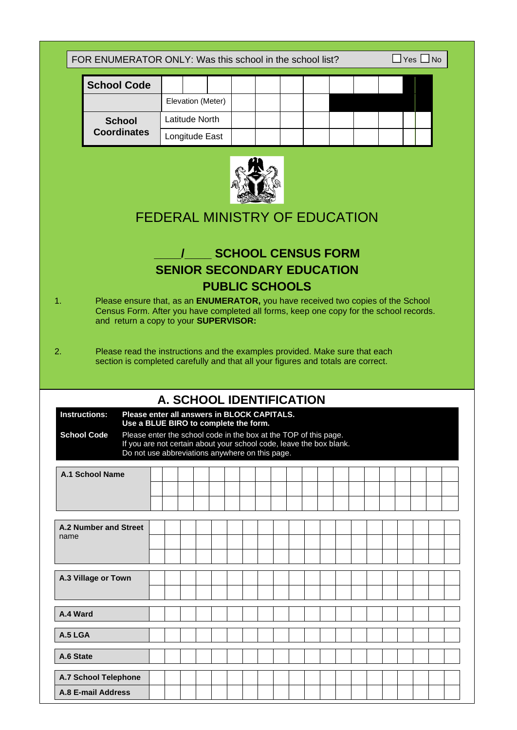FOR ENUMERATOR ONLY: Was this school in the school list? ☐ Yes ☐ No

| School Code | | | | | | | | | | |
|---|---|---|---|---|---|---|---|---|---|---|
| | Elevation (Meter) | | | | | | | | | |
| School Coordinates | Latitude North | | | | | | | | | |
| | Longitude East | | | | | | | | | |

# FEDERAL MINISTRY OF EDUCATION

## ____/____ SCHOOL CENSUS FORM
## SENIOR SECONDARY EDUCATION
## PUBLIC SCHOOLS

1. Please ensure that, as an **ENUMERATOR,** you have received two copies of the School Census Form. After you have completed all forms, keep one copy for the school records. and return a copy to your **SUPERVISOR:**

2. Please read the instructions and the examples provided. Make sure that each section is completed carefully and that all your figures and totals are correct.

## A. SCHOOL IDENTIFICATION

| | |
|---|---|
| **Instructions:** | **Please enter all answers in BLOCK CAPITALS. Use a BLUE BIRO to complete the form.** |
| **School Code** | Please enter the school code in the box at the TOP of this page. If you are not certain about your school code, leave the box blank. Do not use abbreviations anywhere on this page. |

| Field | |
|---|---|
| **A.1 School Name** | |
| **A.2 Number and Street** name | |
| **A.3 Village or Town** | |
| **A.4 Ward** | |
| **A.5 LGA** | |
| **A.6 State** | |
| **A.7 School Telephone** | |
| **A.8 E-mail Address** | |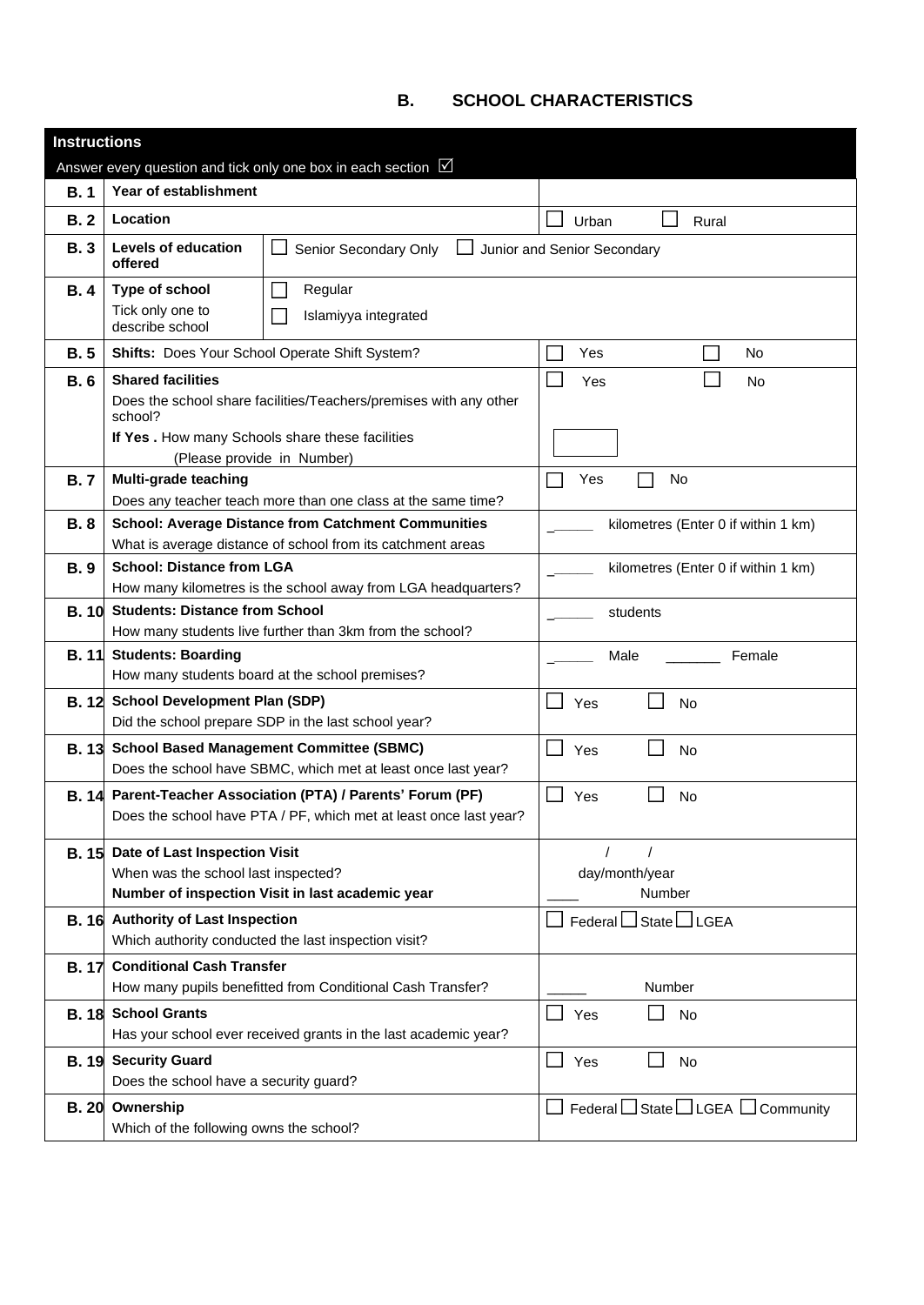## B. SCHOOL CHARACTERISTICS

| **Instructions** | | |
|---|---|---|
| Answer every question and tick only one box in each section ☑ | | |
| **B. 1** | **Year of establishment** | |
| **B. 2** | **Location** | ☐ Urban ☐ Rural |
| **B. 3** | **Levels of education offered** | ☐ Senior Secondary Only ☐ Junior and Senior Secondary |
| **B. 4** | **Type of school** Tick only one to describe school | ☐ Regular ☐ Islamiyya integrated |
| **B. 5** | **Shifts:** Does Your School Operate Shift System? | ☐ Yes ☐ No |
| **B. 6** | **Shared facilities** Does the school share facilities/Teachers/premises with any other school? **If Yes .** How many Schools share these facilities (Please provide in Number) | ☐ Yes ☐ No ☐ |
| **B. 7** | **Multi-grade teaching** Does any teacher teach more than one class at the same time? | ☐ Yes ☐ No |
| **B. 8** | **School: Average Distance from Catchment Communities** What is average distance of school from its catchment areas | ______ kilometres (Enter 0 if within 1 km) |
| **B. 9** | **School: Distance from LGA** How many kilometres is the school away from LGA headquarters? | ______ kilometres (Enter 0 if within 1 km) |
| **B. 10** | **Students: Distance from School** How many students live further than 3km from the school? | ______ students |
| **B. 11** | **Students: Boarding** How many students board at the school premises? | ______ Male _______ Female |
| **B. 12** | **School Development Plan (SDP)** Did the school prepare SDP in the last school year? | ☐ Yes ☐ No |
| **B. 13** | **School Based Management Committee (SBMC)** Does the school have SBMC, which met at least once last year? | ☐ Yes ☐ No |
| **B. 14** | **Parent-Teacher Association (PTA) / Parents' Forum (PF)** Does the school have PTA / PF, which met at least once last year? | ☐ Yes ☐ No |
| **B. 15** | **Date of Last Inspection Visit** When was the school last inspected? **Number of inspection Visit in last academic year** | / / day/month/year ____ Number |
| **B. 16** | **Authority of Last Inspection** Which authority conducted the last inspection visit? | ☐ Federal ☐ State ☐ LGEA |
| **B. 17** | **Conditional Cash Transfer** How many pupils benefitted from Conditional Cash Transfer? | _____ Number |
| **B. 18** | **School Grants** Has your school ever received grants in the last academic year? | ☐ Yes ☐ No |
| **B. 19** | **Security Guard** Does the school have a security guard? | ☐ Yes ☐ No |
| **B. 20** | **Ownership** Which of the following owns the school? | ☐ Federal ☐ State ☐ LGEA ☐ Community |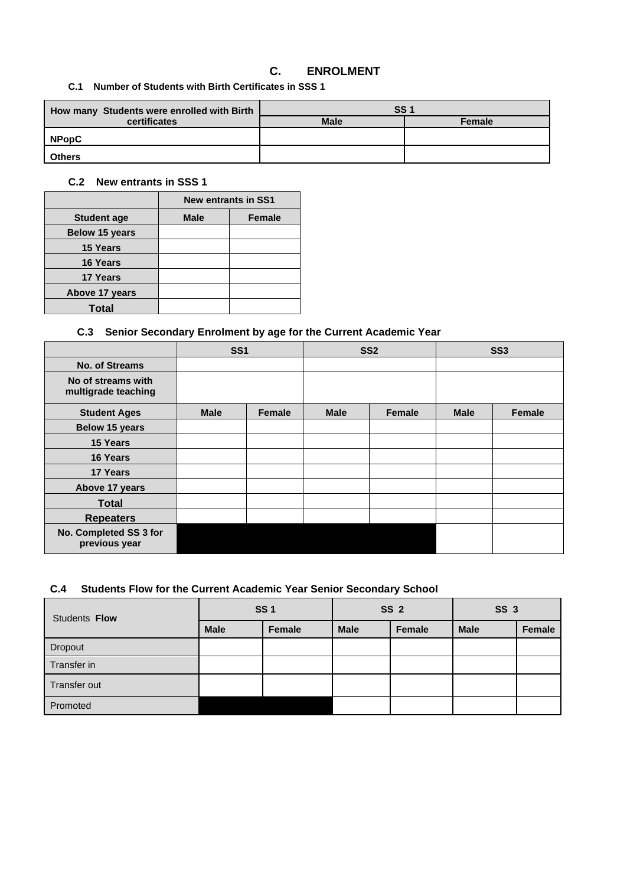# C. ENROLMENT

### C.1 Number of Students with Birth Certificates in SSS 1

| How many Students were enrolled with Birth certificates | SS 1 | |
|---|---|---|
| | Male | Female |
| NPopC | | |
| Others | | |

### C.2 New entrants in SSS 1

| | New entrants in SS1 | |
|---|---|---|
| Student age | Male | Female |
| Below 15 years | | |
| 15 Years | | |
| 16 Years | | |
| 17 Years | | |
| Above 17 years | | |
| Total | | |

### C.3 Senior Secondary Enrolment by age for the Current Academic Year

| | SS1 | | SS2 | | SS3 | |
|---|---|---|---|---|---|---|
| No. of Streams | | | | | | |
| No of streams with multigrade teaching | | | | | | |
| Student Ages | Male | Female | Male | Female | Male | Female |
| Below 15 years | | | | | | |
| 15 Years | | | | | | |
| 16 Years | | | | | | |
| 17 Years | | | | | | |
| Above 17 years | | | | | | |
| Total | | | | | | |
| Repeaters | | | | | | |
| No. Completed SS 3 for previous year | | | | | | |

### C.4 Students Flow for the Current Academic Year Senior Secondary School

| Students Flow | SS 1 | | SS 2 | | SS 3 | |
|---|---|---|---|---|---|---|
| | Male | Female | Male | Female | Male | Female |
| Dropout | | | | | | |
| Transfer in | | | | | | |
| Transfer out | | | | | | |
| Promoted | | | | | | |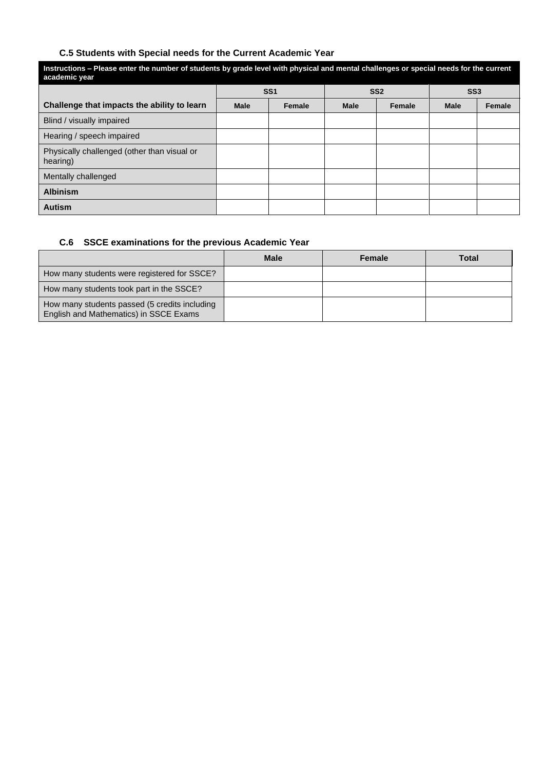### C.5 Students with Special needs for the Current Academic Year

| **Instructions – Please enter the number of students by grade level with physical and mental challenges or special needs for the current academic year** | | | | | | |
|---|---|---|---|---|---|---|
| | **SS1** | | **SS2** | | **SS3** | |
| **Challenge that impacts the ability to learn** | **Male** | **Female** | **Male** | **Female** | **Male** | **Female** |
| Blind / visually impaired | | | | | | |
| Hearing / speech impaired | | | | | | |
| Physically challenged (other than visual or hearing) | | | | | | |
| Mentally challenged | | | | | | |
| **Albinism** | | | | | | |
| **Autism** | | | | | | |

### C.6 SSCE examinations for the previous Academic Year

| | **Male** | **Female** | **Total** |
|---|---|---|---|
| How many students were registered for SSCE? | | | |
| How many students took part in the SSCE? | | | |
| How many students passed (5 credits including English and Mathematics) in SSCE Exams | | | |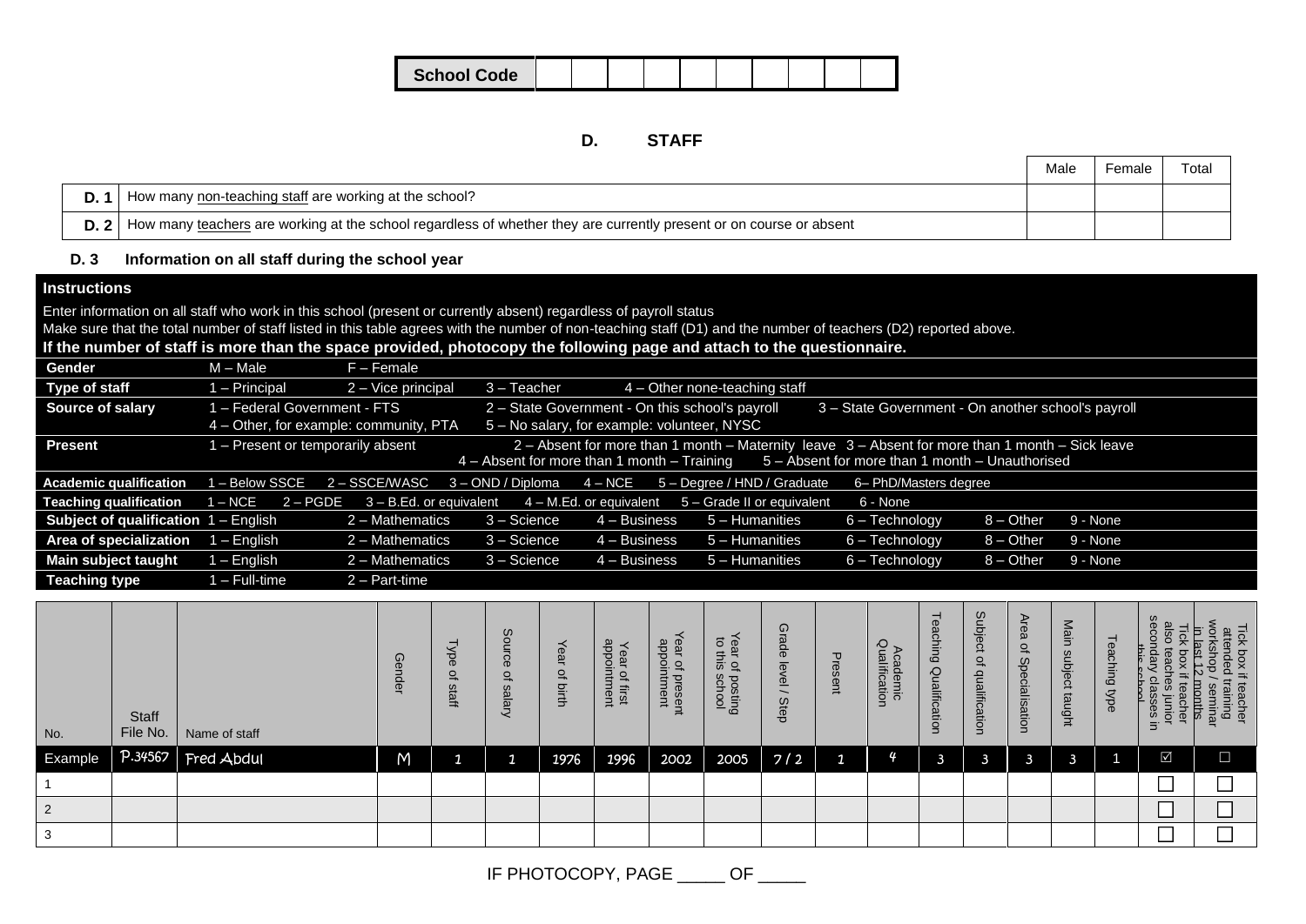| School Code | | | | | | | | | | |
|---|---|---|---|---|---|---|---|---|---|---|

## D. STAFF

| | | Male | Female | Total |
|---|---|---|---|---|
| **D. 1** | How many non-teaching staff are working at the school? | | | |
| **D. 2** | How many teachers are working at the school regardless of whether they are currently present or on course or absent | | | |

### D. 3 Information on all staff during the school year

**Instructions**

Enter information on all staff who work in this school (present or currently absent) regardless of payroll status

Make sure that the total number of staff listed in this table agrees with the number of non-teaching staff (D1) and the number of teachers (D2) reported above.

**If the number of staff is more than the space provided, photocopy the following page and attach to the questionnaire.**

| | |
|---|---|
| **Gender** | M – Male F – Female |
| **Type of staff** | 1 – Principal 2 – Vice principal 3 – Teacher 4 – Other none-teaching staff |
| **Source of salary** | 1 – Federal Government - FTS 2 – State Government - On this school's payroll 3 – State Government - On another school's payroll 4 – Other, for example: community, PTA 5 – No salary, for example: volunteer, NYSC |
| **Present** | 1 – Present or temporarily absent 2 – Absent for more than 1 month – Maternity leave 3 – Absent for more than 1 month – Sick leave 4 – Absent for more than 1 month – Training 5 – Absent for more than 1 month – Unauthorised |
| **Academic qualification** | 1 – Below SSCE 2 – SSCE/WASC 3 – OND / Diploma 4 – NCE 5 – Degree / HND / Graduate 6– PhD/Masters degree |
| **Teaching qualification** | 1 – NCE 2 – PGDE 3 – B.Ed. or equivalent 4 – M.Ed. or equivalent 5 – Grade II or equivalent 6 - None |
| **Subject of qualification** | 1 – English 2 – Mathematics 3 – Science 4 – Business 5 – Humanities 6 – Technology 8 – Other 9 - None |
| **Area of specialization** | 1 – English 2 – Mathematics 3 – Science 4 – Business 5 – Humanities 6 – Technology 8 – Other 9 - None |
| **Main subject taught** | 1 – English 2 – Mathematics 3 – Science 4 – Business 5 – Humanities 6 – Technology 8 – Other 9 - None |
| **Teaching type** | 1 – Full-time 2 – Part-time |

| No. | Staff File No. | Name of staff | Gender | Type of staff | Source of salary | Year of birth | Year of first appointment | Year of present appointment | Year of posting to this school | Grade level / Step | Present | Academic Qualification | Teaching Qualification | Subject of qualification | Area of Specialisation | Main subject taught | Teaching type | Tick box if teacher also teaches junior secondary classes in this school | Tick box if teacher attended training workshop / seminar in last 12 months |
|---|---|---|---|---|---|---|---|---|---|---|---|---|---|---|---|---|---|---|---|
| Example | P.34567 | Fred Abdul | M | 1 | 1 | 1976 | 1996 | 2002 | 2005 | 7 / 2 | 1 | 4 | 3 | 3 | 3 | 3 | 1 | ☑ | ☐ |
| 1 | | | | | | | | | | | | | | | | | | ☐ | ☐ |
| 2 | | | | | | | | | | | | | | | | | | ☐ | ☐ |
| 3 | | | | | | | | | | | | | | | | | | ☐ | ☐ |

IF PHOTOCOPY, PAGE _____ OF _____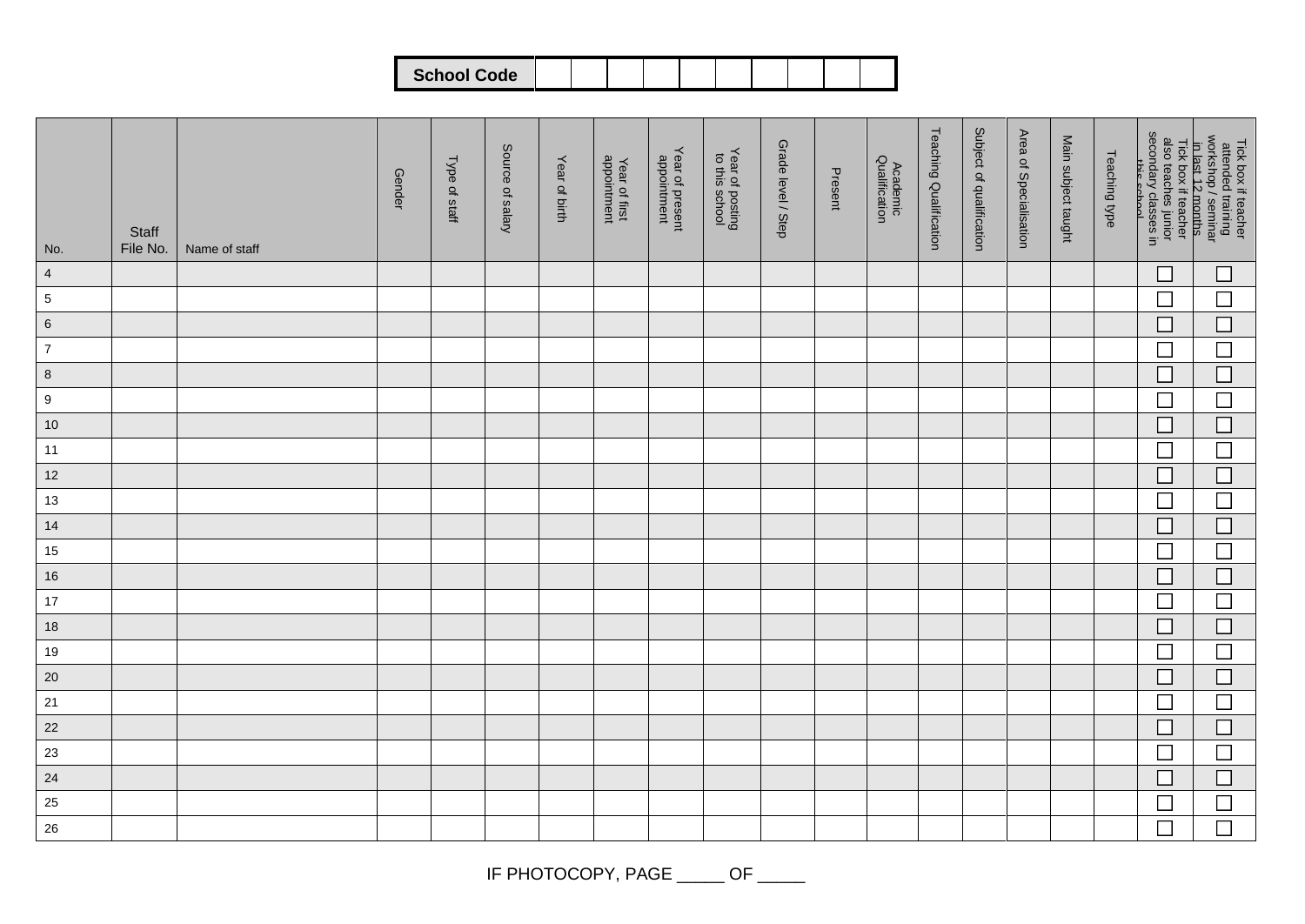| School Code | | | | | | | | | | |
|---|---|---|---|---|---|---|---|---|---|---|

| No. | Staff File No. | Name of staff | Gender | Type of staff | Source of salary | Year of birth | Year of first appointment | Year of present appointment | Year of posting to this school | Grade level / Step | Present | Academic Qualification | Teaching Qualification | Subject of qualification | Area of Specialisation | Main subject taught | Teaching type | Tick box if teacher also teaches junior secondary classes in this school | Tick box if teacher attended training workshop / seminar in last 12 months |
|---|---|---|---|---|---|---|---|---|---|---|---|---|---|---|---|---|---|---|---|
| 4 | | | | | | | | | | | | | | | | | | ☐ | ☐ |
| 5 | | | | | | | | | | | | | | | | | | ☐ | ☐ |
| 6 | | | | | | | | | | | | | | | | | | ☐ | ☐ |
| 7 | | | | | | | | | | | | | | | | | | ☐ | ☐ |
| 8 | | | | | | | | | | | | | | | | | | ☐ | ☐ |
| 9 | | | | | | | | | | | | | | | | | | ☐ | ☐ |
| 10 | | | | | | | | | | | | | | | | | | ☐ | ☐ |
| 11 | | | | | | | | | | | | | | | | | | ☐ | ☐ |
| 12 | | | | | | | | | | | | | | | | | | ☐ | ☐ |
| 13 | | | | | | | | | | | | | | | | | | ☐ | ☐ |
| 14 | | | | | | | | | | | | | | | | | | ☐ | ☐ |
| 15 | | | | | | | | | | | | | | | | | | ☐ | ☐ |
| 16 | | | | | | | | | | | | | | | | | | ☐ | ☐ |
| 17 | | | | | | | | | | | | | | | | | | ☐ | ☐ |
| 18 | | | | | | | | | | | | | | | | | | ☐ | ☐ |
| 19 | | | | | | | | | | | | | | | | | | ☐ | ☐ |
| 20 | | | | | | | | | | | | | | | | | | ☐ | ☐ |
| 21 | | | | | | | | | | | | | | | | | | ☐ | ☐ |
| 22 | | | | | | | | | | | | | | | | | | ☐ | ☐ |
| 23 | | | | | | | | | | | | | | | | | | ☐ | ☐ |
| 24 | | | | | | | | | | | | | | | | | | ☐ | ☐ |
| 25 | | | | | | | | | | | | | | | | | | ☐ | ☐ |
| 26 | | | | | | | | | | | | | | | | | | ☐ | ☐ |

IF PHOTOCOPY, PAGE _____ OF _____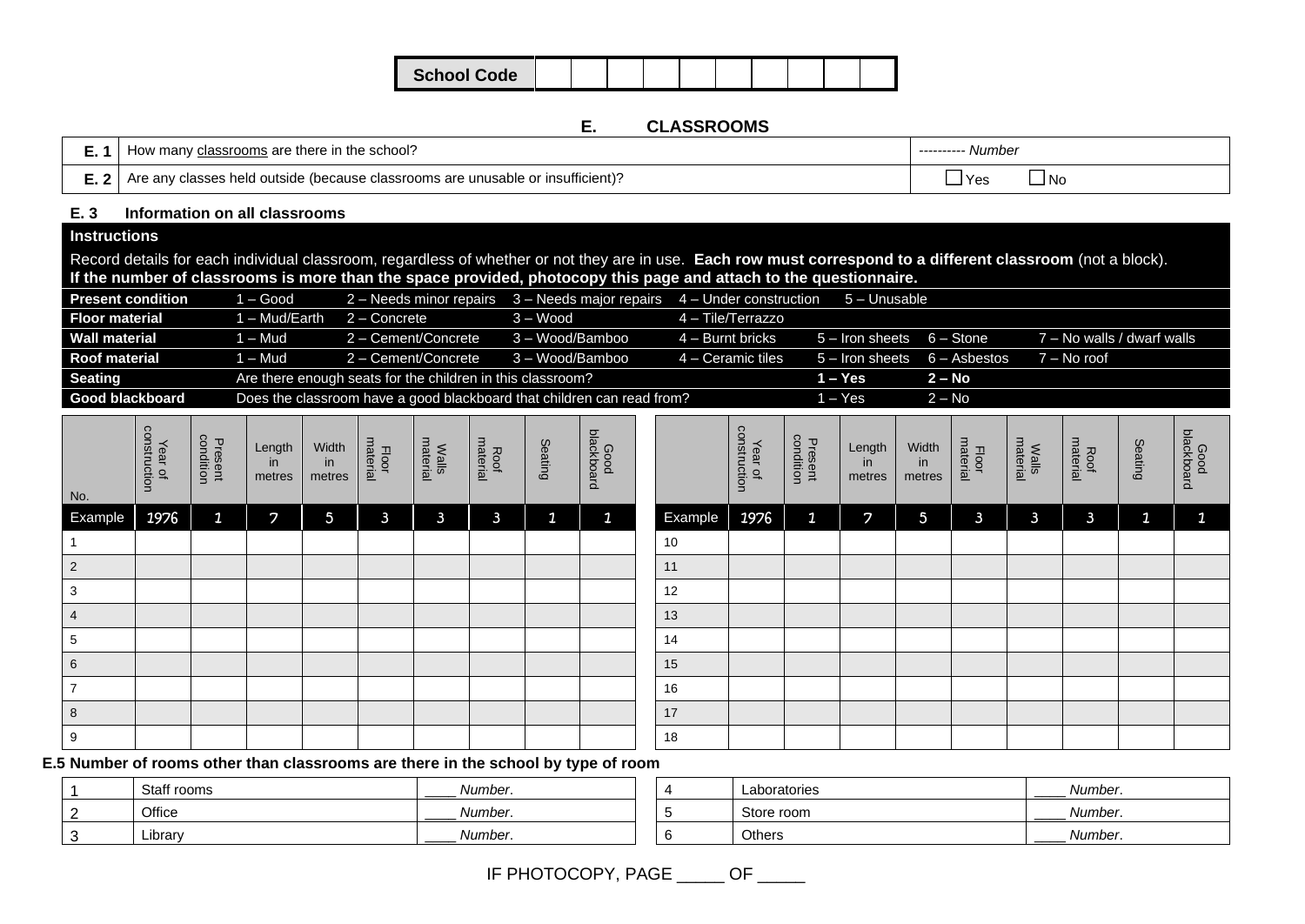| School Code | | | | | | | | | | |
|---|---|---|---|---|---|---|---|---|---|---|

## E. CLASSROOMS

| | | |
|---|---|---|
| E. 1 | How many classrooms are there in the school? | ---------- *Number* |
| E. 2 | Are any classes held outside (because classrooms are unusable or insufficient)? | ☐ Yes ☐ No |

### E. 3 Information on all classrooms

**Instructions**

Record details for each individual classroom, regardless of whether or not they are in use. **Each row must correspond to a different classroom** (not a block).
**If the number of classrooms is more than the space provided, photocopy this page and attach to the questionnaire.**

| | | | | | | | |
|---|---|---|---|---|---|---|---|
| **Present condition** | 1 – Good | 2 – Needs minor repairs | 3 – Needs major repairs | 4 – Under construction | 5 – Unusable | | |
| **Floor material** | 1 – Mud/Earth | 2 – Concrete | 3 – Wood | 4 – Tile/Terrazzo | | | |
| **Wall material** | 1 – Mud | 2 – Cement/Concrete | 3 – Wood/Bamboo | 4 – Burnt bricks | 5 – Iron sheets | 6 – Stone | 7 – No walls / dwarf walls |
| **Roof material** | 1 – Mud | 2 – Cement/Concrete | 3 – Wood/Bamboo | 4 – Ceramic tiles | 5 – Iron sheets | 6 – Asbestos | 7 – No roof |
| **Seating** | Are there enough seats for the children in this classroom? | | | | **1 – Yes** | **2 – No** | |
| **Good blackboard** | Does the classroom have a good blackboard that children can read from? | | | | 1 – Yes | 2 – No | |

| No. | Year of construction | Present condition | Length in metres | Width in metres | Floor material | Walls material | Roof material | Seating | Good blackboard |
|---|---|---|---|---|---|---|---|---|---|
| Example | 1976 | 1 | 7 | 5 | 3 | 3 | 3 | 1 | 1 |
| 1 | | | | | | | | | |
| 2 | | | | | | | | | |
| 3 | | | | | | | | | |
| 4 | | | | | | | | | |
| 5 | | | | | | | | | |
| 6 | | | | | | | | | |
| 7 | | | | | | | | | |
| 8 | | | | | | | | | |
| 9 | | | | | | | | | |
| 10 | | | | | | | | | |
| 11 | | | | | | | | | |
| 12 | | | | | | | | | |
| 13 | | | | | | | | | |
| 14 | | | | | | | | | |
| 15 | | | | | | | | | |
| 16 | | | | | | | | | |
| 17 | | | | | | | | | |
| 18 | | | | | | | | | |

**E.5 Number of rooms other than classrooms are there in the school by type of room**

| | | |
|---|---|---|
| 1 | Staff rooms | ____ *Number*. |
| 2 | Office | ____ *Number*. |
| 3 | Library | ____ *Number*. |
| 4 | Laboratories | ____ *Number*. |
| 5 | Store room | ____ *Number*. |
| 6 | Others | ____ *Number*. |

IF PHOTOCOPY, PAGE _____ OF _____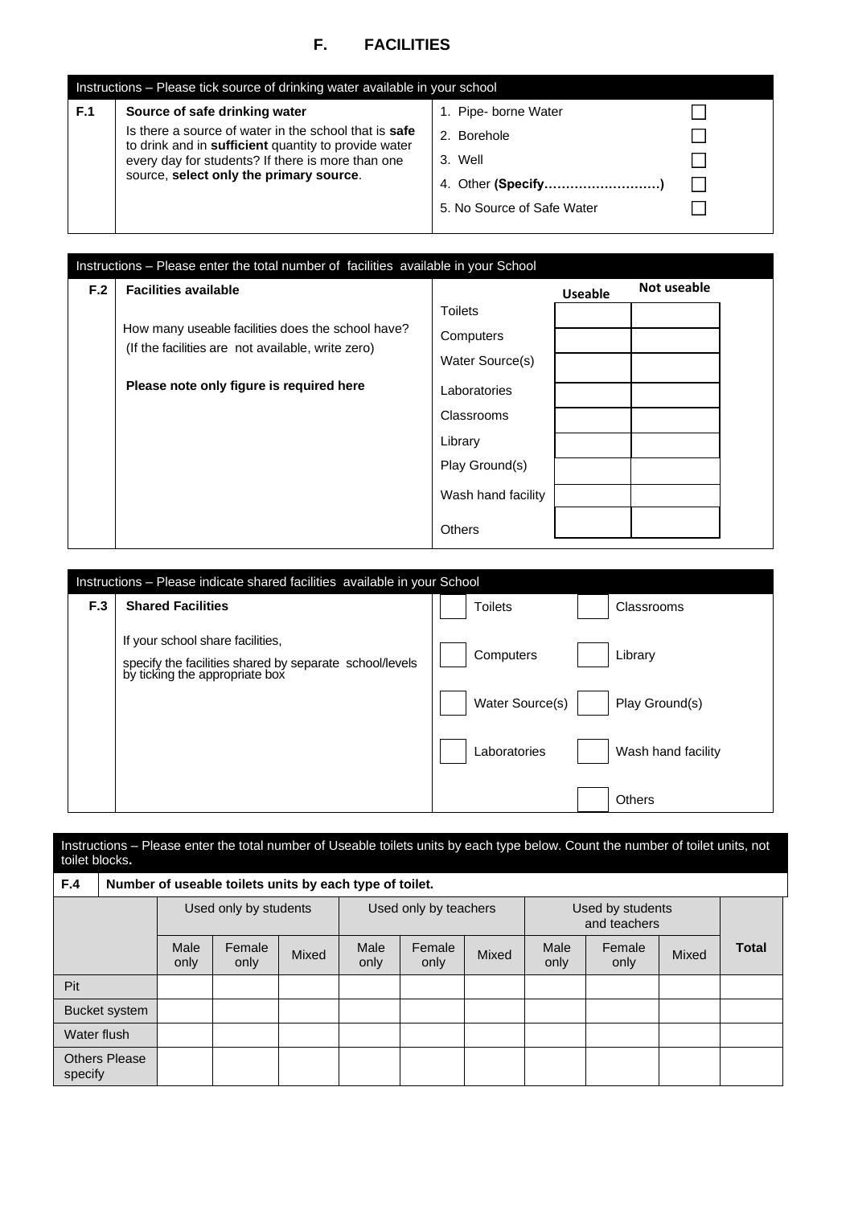## F. FACILITIES

| Instructions – Please tick source of drinking water available in your school | | | |
|---|---|---|---|
| **F.1** | **Source of safe drinking water**<br>Is there a source of water in the school that is **safe** to drink and in **sufficient** quantity to provide water every day for students? If there is more than one source, **select only the primary source**. | 1. Pipe- borne Water | ☐ |
| | | 2. Borehole | ☐ |
| | | 3. Well | ☐ |
| | | 4. Other **(Specify……………………….)** | ☐ |
| | | 5. No Source of Safe Water | ☐ |

| Instructions – Please enter the total number of facilities available in your School | | | | |
|---|---|---|---|---|
| **F.2** | **Facilities available** | | **Useable** | **Not useable** |
| | How many useable facilities does the school have?<br>(If the facilities are not available, write zero) | Toilets | | |
| | | Computers | | |
| | | Water Source(s) | | |
| | **Please note only figure is required here** | Laboratories | | |
| | | Classrooms | | |
| | | Library | | |
| | | Play Ground(s) | | |
| | | Wash hand facility | | |
| | | Others | | |

| Instructions – Please indicate shared facilities available in your School | | | |
|---|---|---|---|
| **F.3** | **Shared Facilities** | ☐ Toilets | ☐ Classrooms |
| | If your school share facilities,<br>specify the facilities shared by separate school/levels by ticking the appropriate box | ☐ Computers | ☐ Library |
| | | ☐ Water Source(s) | ☐ Play Ground(s) |
| | | ☐ Laboratories | ☐ Wash hand facility |
| | | | ☐ Others |

Instructions – Please enter the total number of Useable toilets units by each type below. Count the number of toilet units, not toilet blocks**.**

**F.4** **Number of useable toilets units by each type of toilet.**

| | Used only by students | | | Used only by teachers | | | Used by students and teachers | | | |
|---|---|---|---|---|---|---|---|---|---|---|
| | Male only | Female only | Mixed | Male only | Female only | Mixed | Male only | Female only | Mixed | **Total** |
| Pit | | | | | | | | | | |
| Bucket system | | | | | | | | | | |
| Water flush | | | | | | | | | | |
| Others Please specify | | | | | | | | | | |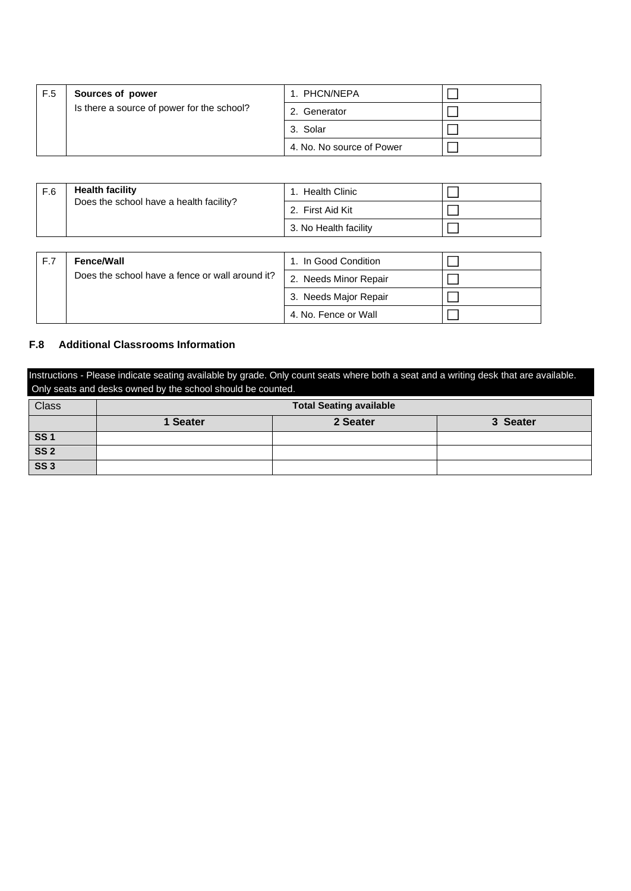| F.5 | **Sources of power**<br>Is there a source of power for the school? | 1. PHCN/NEPA | ☐ |
|---|---|---|---|
| | | 2. Generator | ☐ |
| | | 3. Solar | ☐ |
| | | 4. No. No source of Power | ☐ |

| F.6 | **Health facility**<br>Does the school have a health facility? | 1. Health Clinic | ☐ |
|---|---|---|---|
| | | 2. First Aid Kit | ☐ |
| | | 3. No Health facility | ☐ |

| F.7 | **Fence/Wall**<br>Does the school have a fence or wall around it? | 1. In Good Condition | ☐ |
|---|---|---|---|
| | | 2. Needs Minor Repair | ☐ |
| | | 3. Needs Major Repair | ☐ |
| | | 4. No. Fence or Wall | ☐ |

**F.8 Additional Classrooms Information**

Instructions - Please indicate seating available by grade. Only count seats where both a seat and a writing desk that are available. Only seats and desks owned by the school should be counted.

| Class | **Total Seating available** | | |
|---|---|---|---|
| | **1 Seater** | **2 Seater** | **3 Seater** |
| **SS 1** | | | |
| **SS 2** | | | |
| **SS 3** | | | |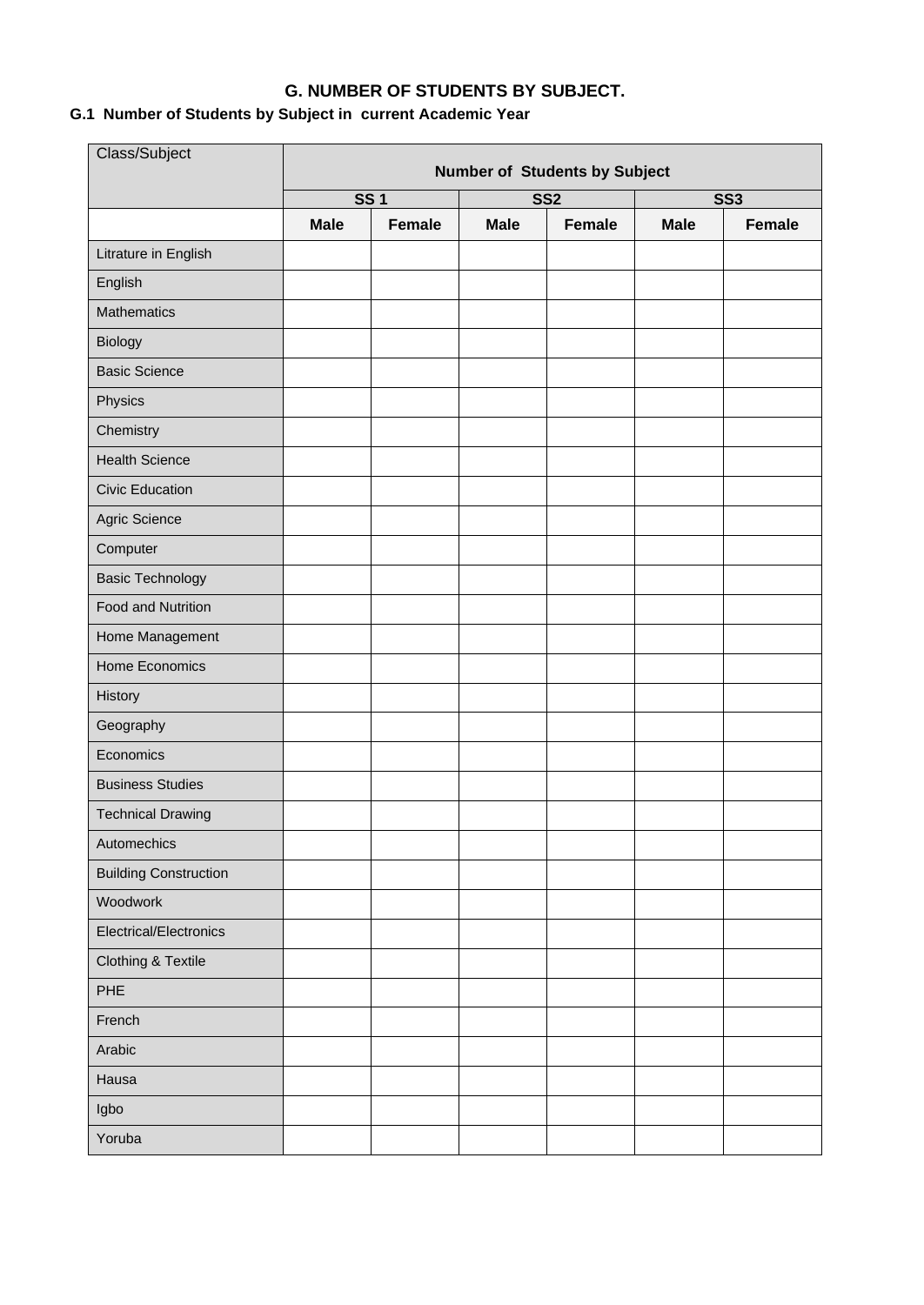# G. NUMBER OF STUDENTS BY SUBJECT.

## G.1 Number of Students by Subject in current Academic Year

| Class/Subject | Number of Students by Subject | | | | | |
|---|---|---|---|---|---|---|
| | SS 1 | | SS2 | | SS3 | |
| | **Male** | **Female** | **Male** | **Female** | **Male** | **Female** |
| Litrature in English | | | | | | |
| English | | | | | | |
| Mathematics | | | | | | |
| Biology | | | | | | |
| Basic Science | | | | | | |
| Physics | | | | | | |
| Chemistry | | | | | | |
| Health Science | | | | | | |
| Civic Education | | | | | | |
| Agric Science | | | | | | |
| Computer | | | | | | |
| Basic Technology | | | | | | |
| Food and Nutrition | | | | | | |
| Home Management | | | | | | |
| Home Economics | | | | | | |
| History | | | | | | |
| Geography | | | | | | |
| Economics | | | | | | |
| Business Studies | | | | | | |
| Technical Drawing | | | | | | |
| Automechics | | | | | | |
| Building Construction | | | | | | |
| Woodwork | | | | | | |
| Electrical/Electronics | | | | | | |
| Clothing & Textile | | | | | | |
| PHE | | | | | | |
| French | | | | | | |
| Arabic | | | | | | |
| Hausa | | | | | | |
| Igbo | | | | | | |
| Yoruba | | | | | | |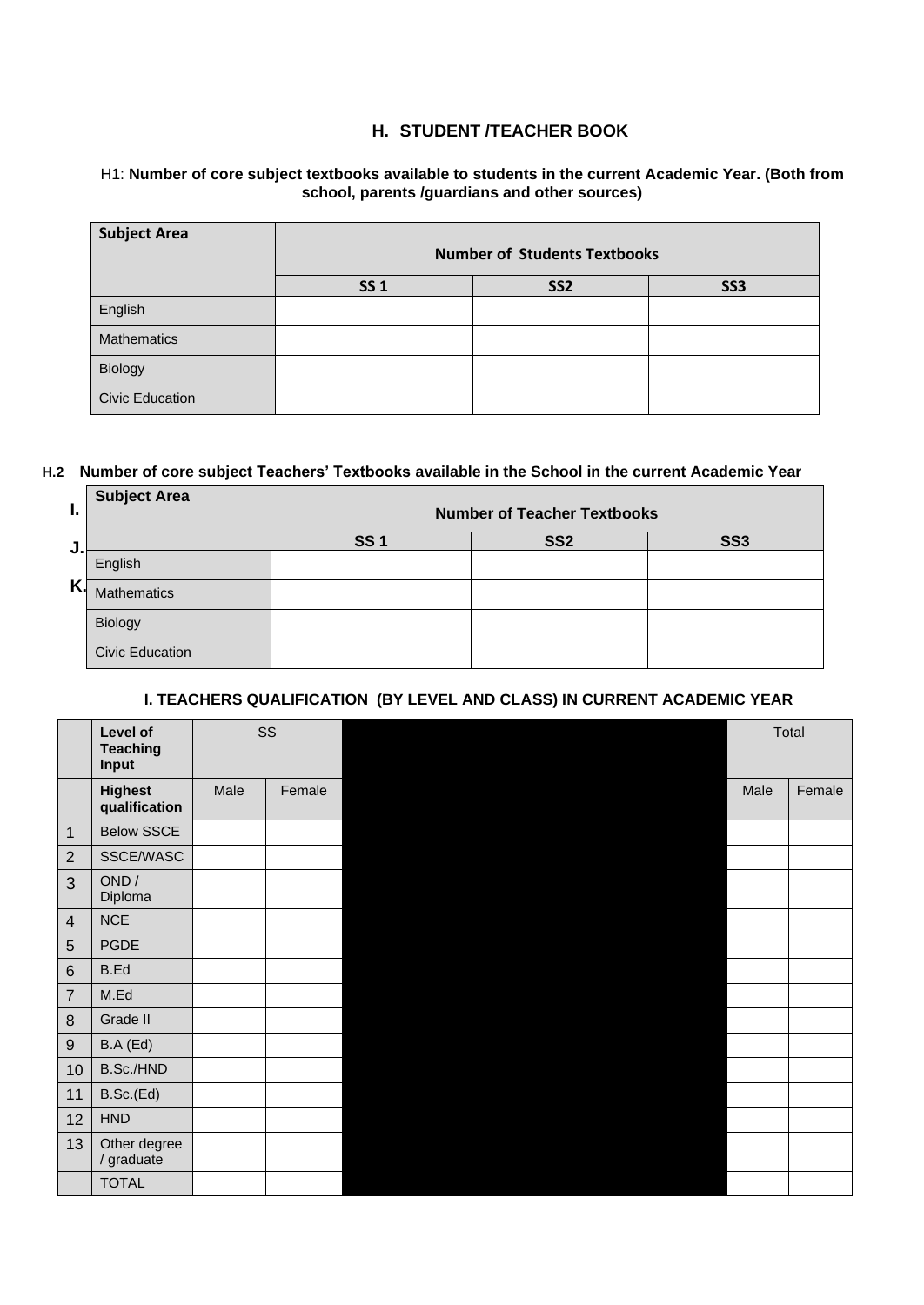## H. STUDENT /TEACHER BOOK

H1: **Number of core subject textbooks available to students in the current Academic Year. (Both from school, parents /guardians and other sources)**

| Subject Area | Number of Students Textbooks | | |
|---|---|---|---|
| | SS 1 | SS2 | SS3 |
| English | | | |
| Mathematics | | | |
| Biology | | | |
| Civic Education | | | |

**H.2 Number of core subject Teachers' Textbooks available in the School in the current Academic Year**

I.

J.

K.

| Subject Area | Number of Teacher Textbooks | | |
|---|---|---|---|
| | SS 1 | SS2 | SS3 |
| English | | | |
| Mathematics | | | |
| Biology | | | |
| Civic Education | | | |

### I. TEACHERS QUALIFICATION (BY LEVEL AND CLASS) IN CURRENT ACADEMIC YEAR

| | Level of Teaching Input | SS | | Total | |
|---|---|---|---|---|---|
| | Highest qualification | Male | Female | Male | Female |
| 1 | Below SSCE | | | | |
| 2 | SSCE/WASC | | | | |
| 3 | OND / Diploma | | | | |
| 4 | NCE | | | | |
| 5 | PGDE | | | | |
| 6 | B.Ed | | | | |
| 7 | M.Ed | | | | |
| 8 | Grade II | | | | |
| 9 | B.A (Ed) | | | | |
| 10 | B.Sc./HND | | | | |
| 11 | B.Sc.(Ed) | | | | |
| 12 | HND | | | | |
| 13 | Other degree / graduate | | | | |
| | TOTAL | | | | |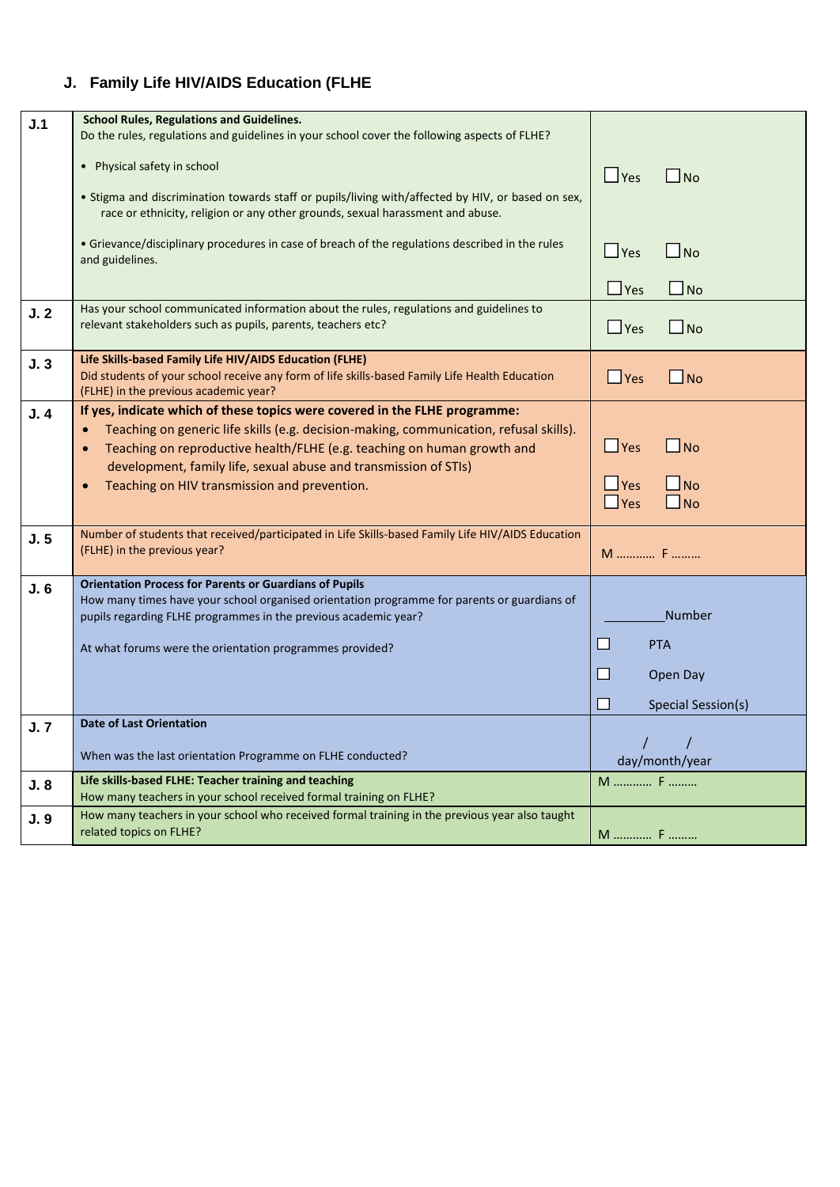## J. Family Life HIV/AIDS Education (FLHE

| | | |
|---|---|---|
| J.1 | **School Rules, Regulations and Guidelines.**<br>Do the rules, regulations and guidelines in your school cover the following aspects of FLHE?<br>• Physical safety in school<br>• Stigma and discrimination towards staff or pupils/living with/affected by HIV, or based on sex, race or ethnicity, religion or any other grounds, sexual harassment and abuse.<br>• Grievance/disciplinary procedures in case of breach of the regulations described in the rules and guidelines. | ☐Yes ☐No<br>☐Yes ☐No<br>☐Yes ☐No |
| J. 2 | Has your school communicated information about the rules, regulations and guidelines to relevant stakeholders such as pupils, parents, teachers etc? | ☐Yes ☐No |
| J. 3 | **Life Skills-based Family Life HIV/AIDS Education (FLHE)**<br>Did students of your school receive any form of life skills-based Family Life Health Education (FLHE) in the previous academic year? | ☐Yes ☐No |
| J. 4 | **If yes, indicate which of these topics were covered in the FLHE programme:**<br>• Teaching on generic life skills (e.g. decision-making, communication, refusal skills).<br>• Teaching on reproductive health/FLHE (e.g. teaching on human growth and development, family life, sexual abuse and transmission of STIs)<br>• Teaching on HIV transmission and prevention. | ☐Yes ☐No<br>☐Yes ☐No<br>☐Yes ☐No |
| J. 5 | Number of students that received/participated in Life Skills-based Family Life HIV/AIDS Education (FLHE) in the previous year? | M ………… F ……… |
| J. 6 | **Orientation Process for Parents or Guardians of Pupils**<br>How many times have your school organised orientation programme for parents or guardians of pupils regarding FLHE programmes in the previous academic year?<br>At what forums were the orientation programmes provided? | ________Number<br>☐ PTA<br>☐ Open Day<br>☐ Special Session(s) |
| J. 7 | **Date of Last Orientation**<br>When was the last orientation Programme on FLHE conducted? | / /<br>day/month/year |
| J. 8 | **Life skills-based FLHE: Teacher training and teaching**<br>How many teachers in your school received formal training on FLHE? | M ………… F ……… |
| J. 9 | How many teachers in your school who received formal training in the previous year also taught related topics on FLHE? | M ………… F ……… |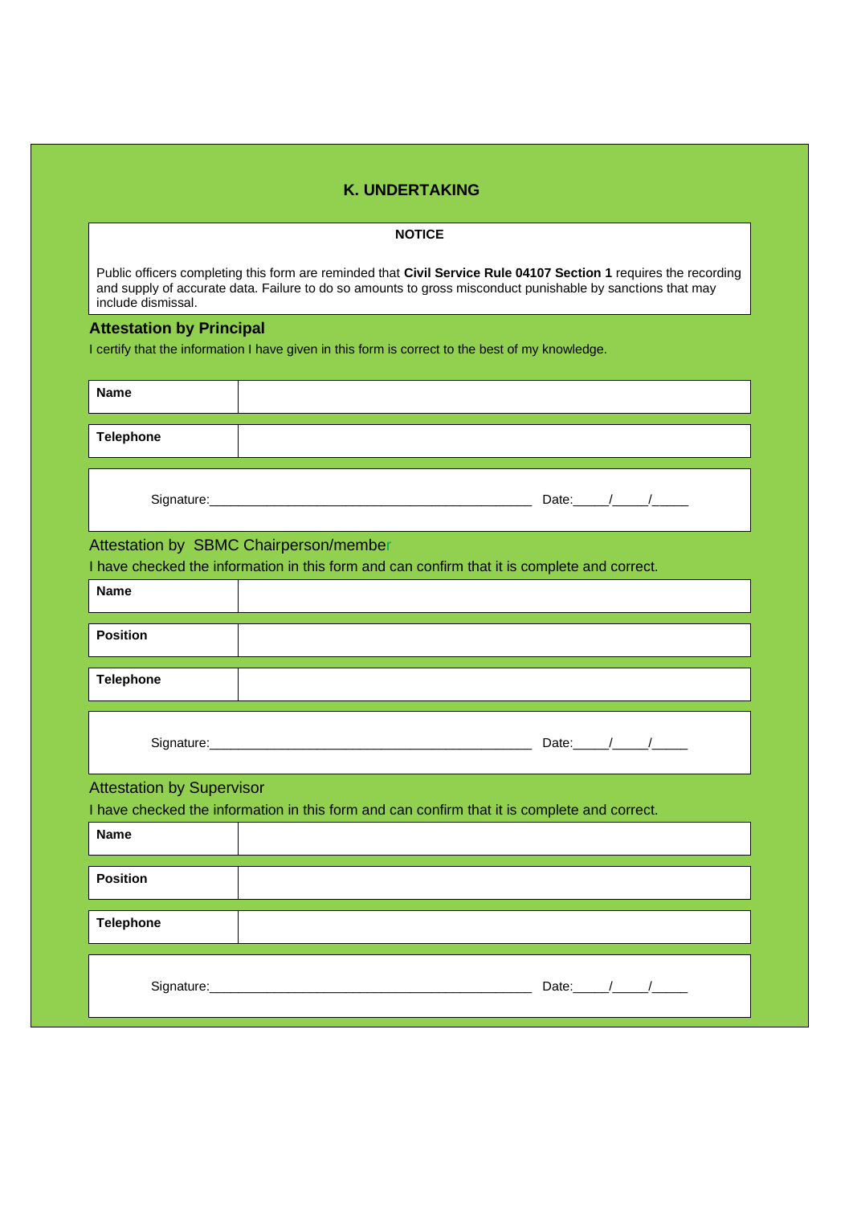## K. UNDERTAKING

**NOTICE**

Public officers completing this form are reminded that **Civil Service Rule 04107 Section 1** requires the recording and supply of accurate data. Failure to do so amounts to gross misconduct punishable by sanctions that may include dismissal.

### Attestation by Principal

I certify that the information I have given in this form is correct to the best of my knowledge.

| | |
|---|---|
| **Name** | |
| **Telephone** | |

Signature:\_\_\_\_\_\_\_\_\_\_\_\_\_\_\_\_\_\_\_\_\_\_\_\_\_\_\_\_\_\_\_\_\_\_\_\_\_\_\_\_\_\_\_\_ Date:\_\_\_\_\_/\_\_\_\_\_/\_\_\_\_\_

### Attestation by SBMC Chairperson/member

I have checked the information in this form and can confirm that it is complete and correct.

| | |
|---|---|
| **Name** | |
| **Position** | |
| **Telephone** | |

Signature:\_\_\_\_\_\_\_\_\_\_\_\_\_\_\_\_\_\_\_\_\_\_\_\_\_\_\_\_\_\_\_\_\_\_\_\_\_\_\_\_\_\_\_\_ Date:\_\_\_\_\_/\_\_\_\_\_/\_\_\_\_\_

### Attestation by Supervisor

I have checked the information in this form and can confirm that it is complete and correct.

| | |
|---|---|
| **Name** | |
| **Position** | |
| **Telephone** | |

Signature:\_\_\_\_\_\_\_\_\_\_\_\_\_\_\_\_\_\_\_\_\_\_\_\_\_\_\_\_\_\_\_\_\_\_\_\_\_\_\_\_\_\_\_\_ Date:\_\_\_\_\_/\_\_\_\_\_/\_\_\_\_\_